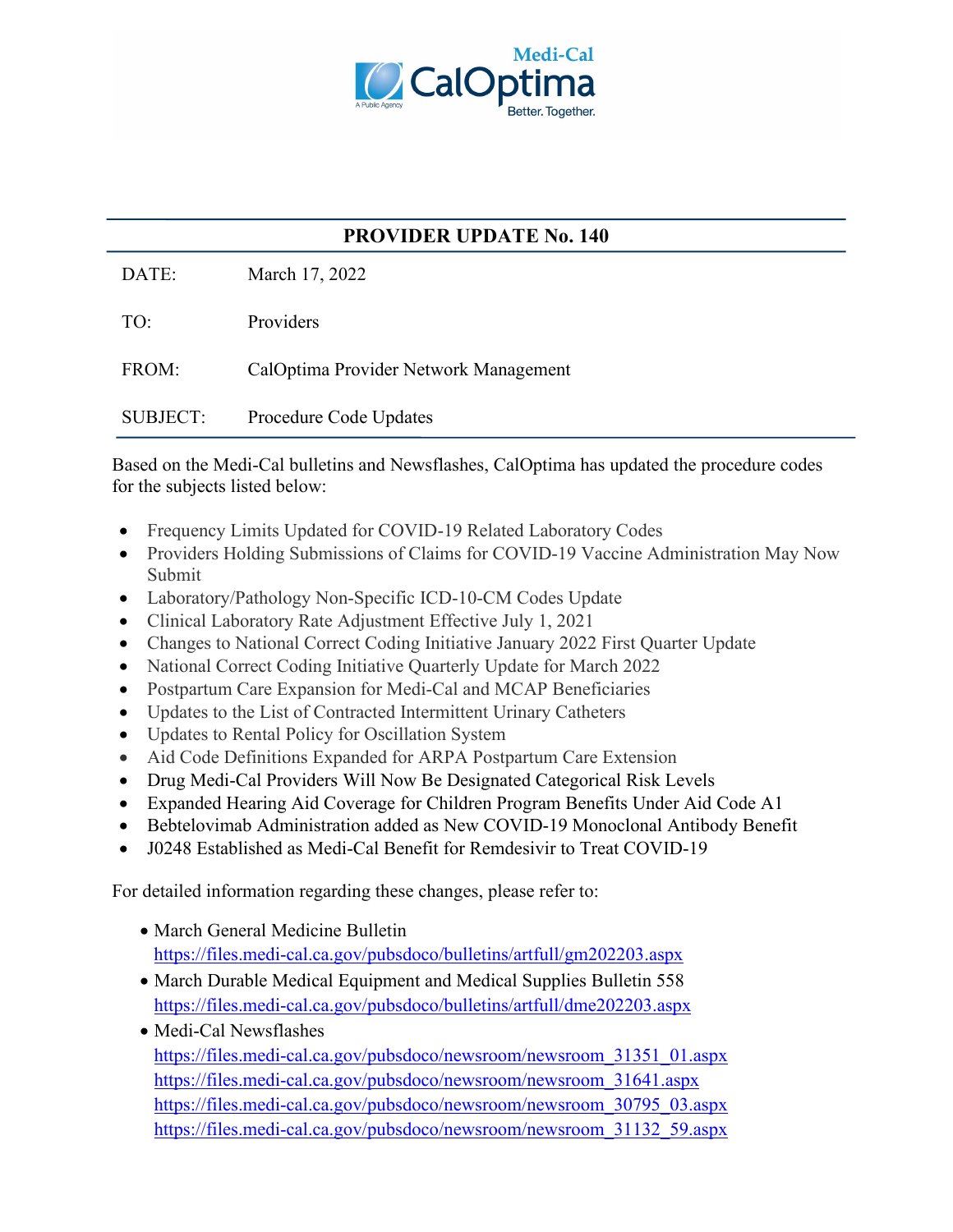# PROVIDER UPDATE No. 140

DATE: March 17, 2022

TO: Providers

FROM: CalOptima Provider Network Management

SUBJECT: Procedure Code Updates

Based on the Medi-Cal bulletins and Newsflashes, CalOptima has updated the procedure codes for the subjects listed below:

- Frequency Limits Updated for COVID-19 Related Laboratory Codes
- Providers Holding Submissions of Claims for COVID-19 Vaccine Administration May Now Submit
- Laboratory/Pathology Non-Specific ICD-10-CM Codes Update
- Clinical Laboratory Rate Adjustment Effective July 1, 2021
- Changes to National Correct Coding Initiative January 2022 First Quarter Update
- National Correct Coding Initiative Quarterly Update for March 2022
- Postpartum Care Expansion for Medi-Cal and MCAP Beneficiaries
- Updates to the List of Contracted Intermittent Urinary Catheters
- Updates to Rental Policy for Oscillation System
- Aid Code Definitions Expanded for ARPA Postpartum Care Extension
- Drug Medi-Cal Providers Will Now Be Designated Categorical Risk Levels
- Expanded Hearing Aid Coverage for Children Program Benefits Under Aid Code A1
- Bebtelovimab Administration added as New COVID-19 Monoclonal Antibody Benefit
- J0248 Established as Medi-Cal Benefit for Remdesivir to Treat COVID-19

For detailed information regarding these changes, please refer to:

- March General Medicine Bulletin
  https://files.medi-cal.ca.gov/pubsdoco/bulletins/artfull/gm202203.aspx
- March Durable Medical Equipment and Medical Supplies Bulletin 558
  https://files.medi-cal.ca.gov/pubsdoco/bulletins/artfull/dme202203.aspx
- Medi-Cal Newsflashes
  https://files.medi-cal.ca.gov/pubsdoco/newsroom/newsroom_31351_01.aspx
  https://files.medi-cal.ca.gov/pubsdoco/newsroom/newsroom_31641.aspx
  https://files.medi-cal.ca.gov/pubsdoco/newsroom/newsroom_30795_03.aspx
  https://files.medi-cal.ca.gov/pubsdoco/newsroom/newsroom_31132_59.aspx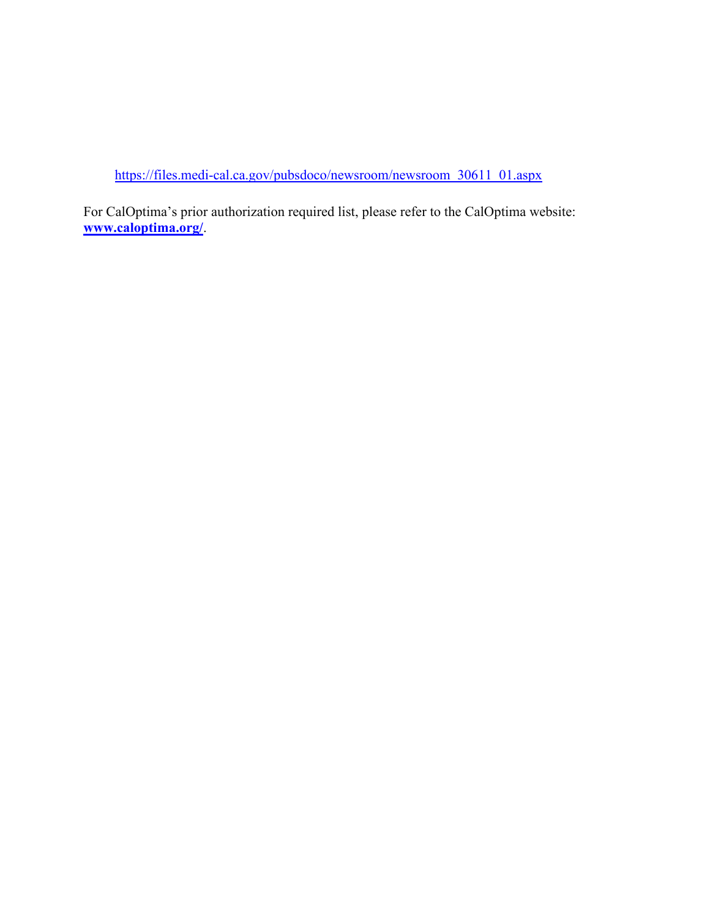https://files.medi-cal.ca.gov/pubsdoco/newsroom/newsroom_30611_01.aspx

For CalOptima's prior authorization required list, please refer to the CalOptima website: **www.caloptima.org/**.